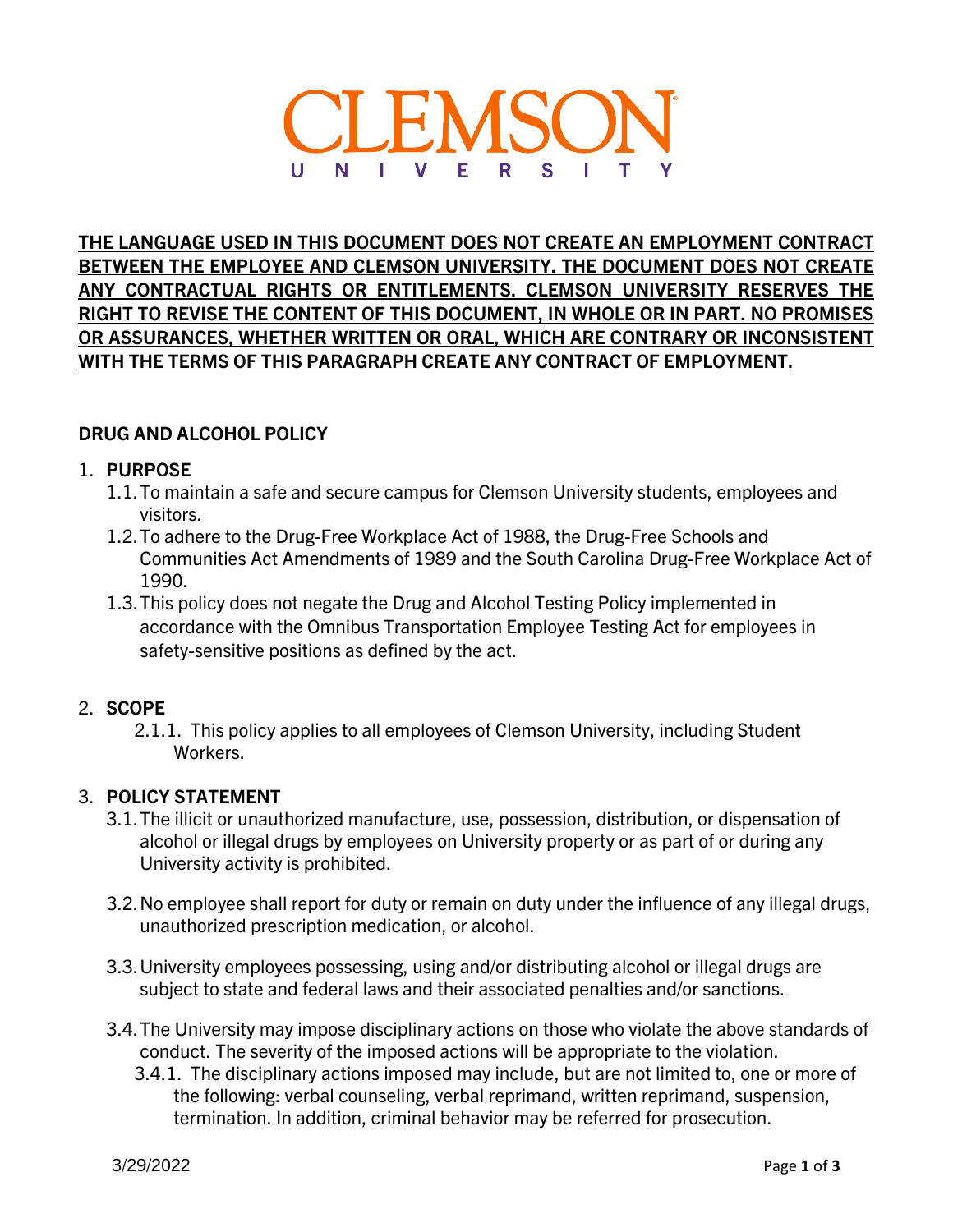# CLEMSON UNIVERSITY

**THE LANGUAGE USED IN THIS DOCUMENT DOES NOT CREATE AN EMPLOYMENT CONTRACT BETWEEN THE EMPLOYEE AND CLEMSON UNIVERSITY. THE DOCUMENT DOES NOT CREATE ANY CONTRACTUAL RIGHTS OR ENTITLEMENTS. CLEMSON UNIVERSITY RESERVES THE RIGHT TO REVISE THE CONTENT OF THIS DOCUMENT, IN WHOLE OR IN PART. NO PROMISES OR ASSURANCES, WHETHER WRITTEN OR ORAL, WHICH ARE CONTRARY OR INCONSISTENT WITH THE TERMS OF THIS PARAGRAPH CREATE ANY CONTRACT OF EMPLOYMENT.**

## DRUG AND ALCOHOL POLICY

1. **PURPOSE**
   - 1.1. To maintain a safe and secure campus for Clemson University students, employees and visitors.
   - 1.2. To adhere to the Drug-Free Workplace Act of 1988, the Drug-Free Schools and Communities Act Amendments of 1989 and the South Carolina Drug-Free Workplace Act of 1990.
   - 1.3. This policy does not negate the Drug and Alcohol Testing Policy implemented in accordance with the Omnibus Transportation Employee Testing Act for employees in safety-sensitive positions as defined by the act.

2. **SCOPE**
   - 2.1.1. This policy applies to all employees of Clemson University, including Student Workers.

3. **POLICY STATEMENT**
   - 3.1. The illicit or unauthorized manufacture, use, possession, distribution, or dispensation of alcohol or illegal drugs by employees on University property or as part of or during any University activity is prohibited.
   - 3.2. No employee shall report for duty or remain on duty under the influence of any illegal drugs, unauthorized prescription medication, or alcohol.
   - 3.3. University employees possessing, using and/or distributing alcohol or illegal drugs are subject to state and federal laws and their associated penalties and/or sanctions.
   - 3.4. The University may impose disciplinary actions on those who violate the above standards of conduct. The severity of the imposed actions will be appropriate to the violation.
     - 3.4.1. The disciplinary actions imposed may include, but are not limited to, one or more of the following: verbal counseling, verbal reprimand, written reprimand, suspension, termination. In addition, criminal behavior may be referred for prosecution.

3/29/2022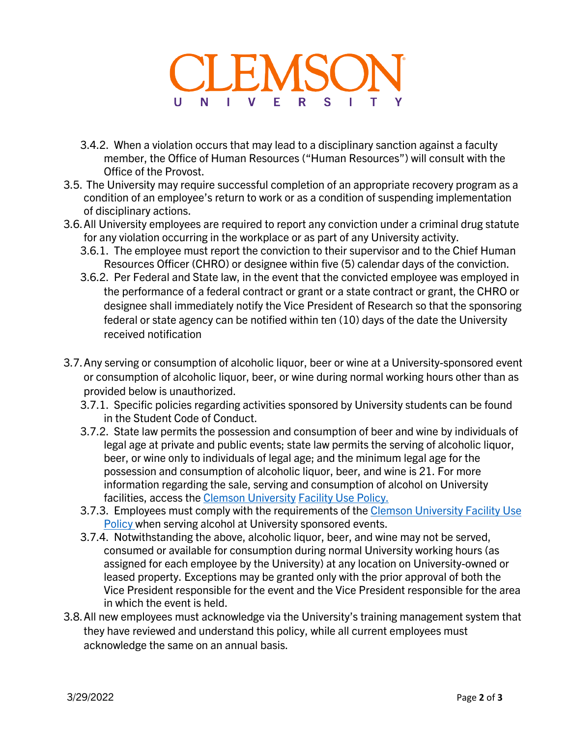3.4.2. When a violation occurs that may lead to a disciplinary sanction against a faculty member, the Office of Human Resources ("Human Resources") will consult with the Office of the Provost.

3.5. The University may require successful completion of an appropriate recovery program as a condition of an employee's return to work or as a condition of suspending implementation of disciplinary actions.

3.6. All University employees are required to report any conviction under a criminal drug statute for any violation occurring in the workplace or as part of any University activity.

3.6.1. The employee must report the conviction to their supervisor and to the Chief Human Resources Officer (CHRO) or designee within five (5) calendar days of the conviction.

3.6.2. Per Federal and State law, in the event that the convicted employee was employed in the performance of a federal contract or grant or a state contract or grant, the CHRO or designee shall immediately notify the Vice President of Research so that the sponsoring federal or state agency can be notified within ten (10) days of the date the University received notification

3.7. Any serving or consumption of alcoholic liquor, beer or wine at a University-sponsored event or consumption of alcoholic liquor, beer, or wine during normal working hours other than as provided below is unauthorized.

3.7.1. Specific policies regarding activities sponsored by University students can be found in the Student Code of Conduct.

3.7.2. State law permits the possession and consumption of beer and wine by individuals of legal age at private and public events; state law permits the serving of alcoholic liquor, beer, or wine only to individuals of legal age; and the minimum legal age for the possession and consumption of alcoholic liquor, beer, and wine is 21. For more information regarding the sale, serving and consumption of alcohol on University facilities, access the Clemson University Facility Use Policy.

3.7.3. Employees must comply with the requirements of the Clemson University Facility Use Policy when serving alcohol at University sponsored events.

3.7.4. Notwithstanding the above, alcoholic liquor, beer, and wine may not be served, consumed or available for consumption during normal University working hours (as assigned for each employee by the University) at any location on University-owned or leased property. Exceptions may be granted only with the prior approval of both the Vice President responsible for the event and the Vice President responsible for the area in which the event is held.

3.8. All new employees must acknowledge via the University's training management system that they have reviewed and understand this policy, while all current employees must acknowledge the same on an annual basis.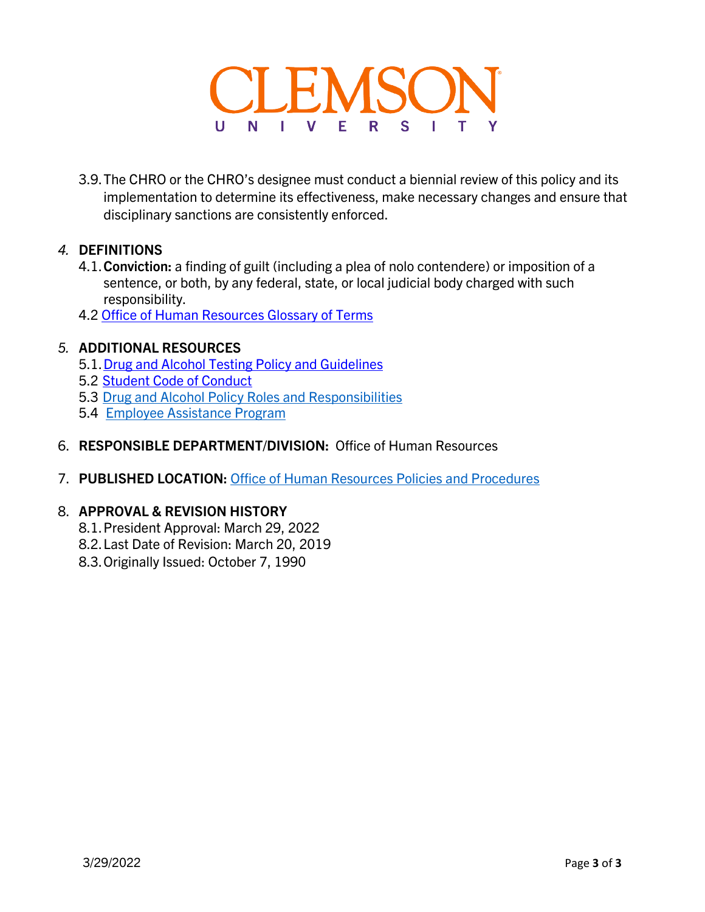3.9. The CHRO or the CHRO's designee must conduct a biennial review of this policy and its implementation to determine its effectiveness, make necessary changes and ensure that disciplinary sanctions are consistently enforced.

## 4. DEFINITIONS

4.1. **Conviction:** a finding of guilt (including a plea of nolo contendere) or imposition of a sentence, or both, by any federal, state, or local judicial body charged with such responsibility.

4.2 Office of Human Resources Glossary of Terms

## 5. ADDITIONAL RESOURCES

5.1. Drug and Alcohol Testing Policy and Guidelines

5.2 Student Code of Conduct

5.3 Drug and Alcohol Policy Roles and Responsibilities

5.4 Employee Assistance Program

## 6. RESPONSIBLE DEPARTMENT/DIVISION: Office of Human Resources

## 7. PUBLISHED LOCATION: Office of Human Resources Policies and Procedures

## 8. APPROVAL & REVISION HISTORY

8.1. President Approval: March 29, 2022

8.2. Last Date of Revision: March 20, 2019

8.3. Originally Issued: October 7, 1990